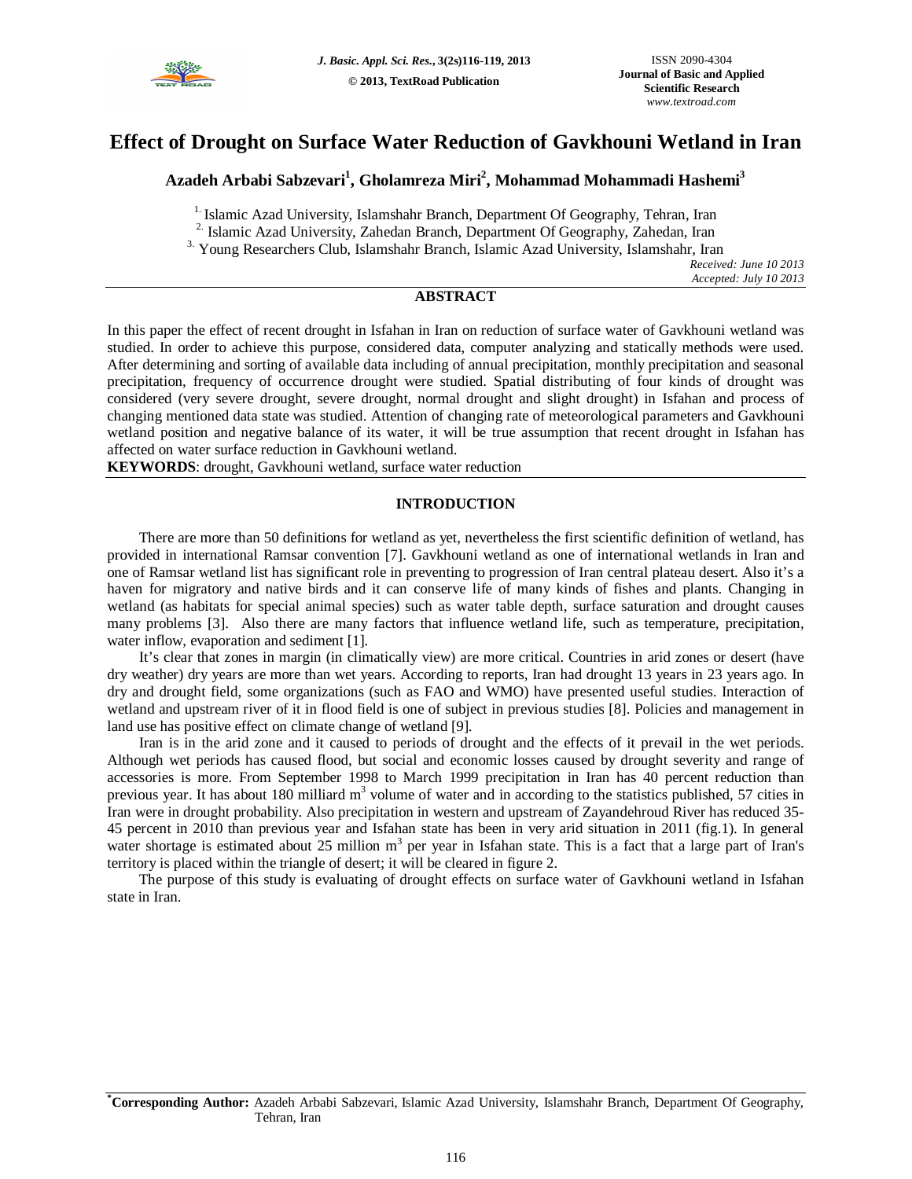# Effect of Drought on Surface Water Reduction of Gavkhouni Wetland in Iran

**Azadeh Arbabi Sabzevari[1], Gholamreza Miri[2], Mohammad Mohammadi Hashemi[3]**

[1.] Islamic Azad University, Islamshahr Branch, Department Of Geography, Tehran, Iran
[2.] Islamic Azad University, Zahedan Branch, Department Of Geography, Zahedan, Iran
[3.] Young Researchers Club, Islamshahr Branch, Islamic Azad University, Islamshahr, Iran

*Received: June 10 2013*
*Accepted: July 10 2013*

## ABSTRACT

In this paper the effect of recent drought in Isfahan in Iran on reduction of surface water of Gavkhouni wetland was studied. In order to achieve this purpose, considered data, computer analyzing and statically methods were used. After determining and sorting of available data including of annual precipitation, monthly precipitation and seasonal precipitation, frequency of occurrence drought were studied. Spatial distributing of four kinds of drought was considered (very severe drought, severe drought, normal drought and slight drought) in Isfahan and process of changing mentioned data state was studied. Attention of changing rate of meteorological parameters and Gavkhouni wetland position and negative balance of its water, it will be true assumption that recent drought in Isfahan has affected on water surface reduction in Gavkhouni wetland.

**KEYWORDS**: drought, Gavkhouni wetland, surface water reduction

## INTRODUCTION

There are more than 50 definitions for wetland as yet, nevertheless the first scientific definition of wetland, has provided in international Ramsar convention [7]. Gavkhouni wetland as one of international wetlands in Iran and one of Ramsar wetland list has significant role in preventing to progression of Iran central plateau desert. Also it's a haven for migratory and native birds and it can conserve life of many kinds of fishes and plants. Changing in wetland (as habitats for special animal species) such as water table depth, surface saturation and drought causes many problems [3]. Also there are many factors that influence wetland life, such as temperature, precipitation, water inflow, evaporation and sediment [1].

It's clear that zones in margin (in climatically view) are more critical. Countries in arid zones or desert (have dry weather) dry years are more than wet years. According to reports, Iran had drought 13 years in 23 years ago. In dry and drought field, some organizations (such as FAO and WMO) have presented useful studies. Interaction of wetland and upstream river of it in flood field is one of subject in previous studies [8]. Policies and management in land use has positive effect on climate change of wetland [9].

Iran is in the arid zone and it caused to periods of drought and the effects of it prevail in the wet periods. Although wet periods has caused flood, but social and economic losses caused by drought severity and range of accessories is more. From September 1998 to March 1999 precipitation in Iran has 40 percent reduction than previous year. It has about 180 milliard $m^3$ volume of water and in according to the statistics published, 57 cities in Iran were in drought probability. Also precipitation in western and upstream of Zayandehroud River has reduced 35-45 percent in 2010 than previous year and Isfahan state has been in very arid situation in 2011 (fig.1). In general water shortage is estimated about 25 million $m^3$ per year in Isfahan state. This is a fact that a large part of Iran's territory is placed within the triangle of desert; it will be cleared in figure 2.

The purpose of this study is evaluating of drought effects on surface water of Gavkhouni wetland in Isfahan state in Iran.

**\*Corresponding Author:** Azadeh Arbabi Sabzevari, Islamic Azad University, Islamshahr Branch, Department Of Geography, Tehran, Iran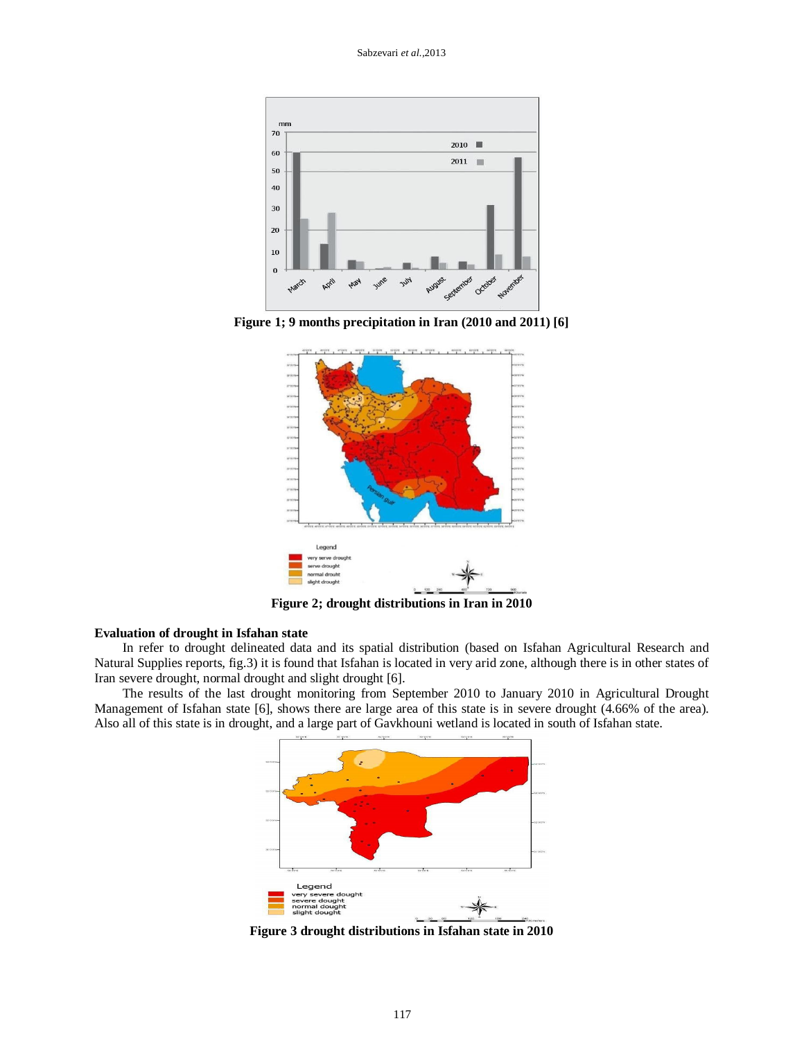Figure 1; 9 months precipitation in Iran (2010 and 2011) [6]

Figure 2; drought distributions in Iran in 2010

**Evaluation of drought in Isfahan state**

In refer to drought delineated data and its spatial distribution (based on Isfahan Agricultural Research and Natural Supplies reports, fig.3) it is found that Isfahan is located in very arid zone, although there is in other states of Iran severe drought, normal drought and slight drought [6].

The results of the last drought monitoring from September 2010 to January 2010 in Agricultural Drought Management of Isfahan state [6], shows there are large area of this state is in severe drought (4.66% of the area). Also all of this state is in drought, and a large part of Gavkhouni wetland is located in south of Isfahan state.

Figure 3 drought distributions in Isfahan state in 2010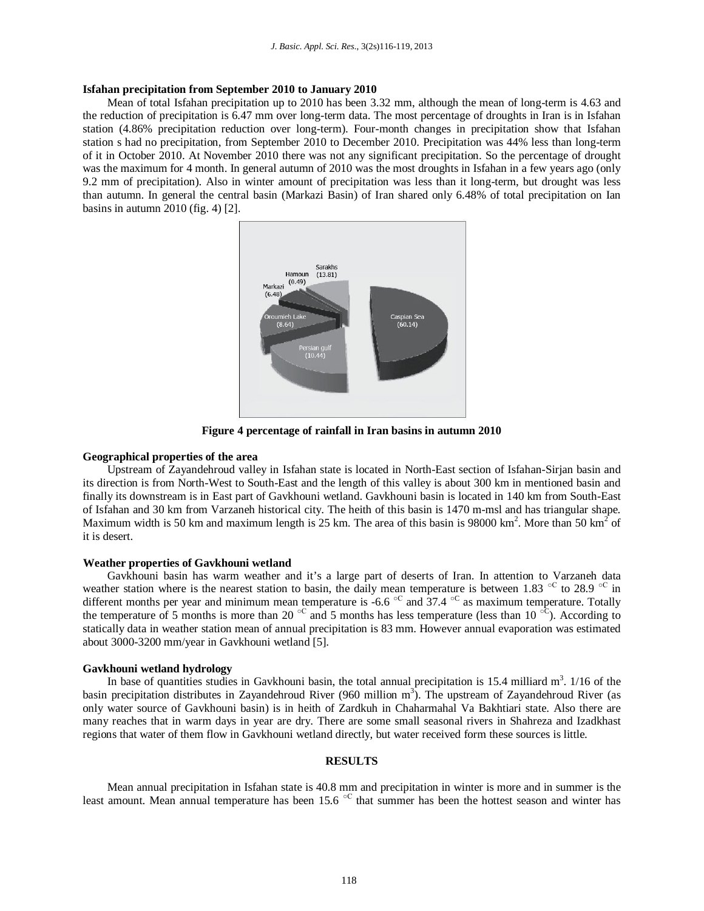#### Isfahan precipitation from September 2010 to January 2010

Mean of total Isfahan precipitation up to 2010 has been 3.32 mm, although the mean of long-term is 4.63 and the reduction of precipitation is 6.47 mm over long-term data. The most percentage of droughts in Iran is in Isfahan station (4.86% precipitation reduction over long-term). Four-month changes in precipitation show that Isfahan station s had no precipitation, from September 2010 to December 2010. Precipitation was 44% less than long-term of it in October 2010. At November 2010 there was not any significant precipitation. So the percentage of drought was the maximum for 4 month. In general autumn of 2010 was the most droughts in Isfahan in a few years ago (only 9.2 mm of precipitation). Also in winter amount of precipitation was less than it long-term, but drought was less than autumn. In general the central basin (Markazi Basin) of Iran shared only 6.48% of total precipitation on Ian basins in autumn 2010 (fig. 4) [2].

**Figure 4 percentage of rainfall in Iran basins in autumn 2010**

#### Geographical properties of the area

Upstream of Zayandehroud valley in Isfahan state is located in North-East section of Isfahan-Sirjan basin and its direction is from North-West to South-East and the length of this valley is about 300 km in mentioned basin and finally its downstream is in East part of Gavkhouni wetland. Gavkhouni basin is located in 140 km from South-East of Isfahan and 30 km from Varzaneh historical city. The heith of this basin is 1470 m-msl and has triangular shape. Maximum width is 50 km and maximum length is 25 km. The area of this basin is 98000 km$^2$. More than 50 km$^2$ of it is desert.

#### Weather properties of Gavkhouni wetland

Gavkhouni basin has warm weather and it's a large part of deserts of Iran. In attention to Varzaneh data weather station where is the nearest station to basin, the daily mean temperature is between 1.83 $^{\circ C}$ to 28.9 $^{\circ C}$ in different months per year and minimum mean temperature is -6.6 $^{\circ C}$ and 37.4 $^{\circ C}$ as maximum temperature. Totally the temperature of 5 months is more than 20 $^{\circ C}$ and 5 months has less temperature (less than 10 $^{\circ C}$). According to statically data in weather station mean of annual precipitation is 83 mm. However annual evaporation was estimated about 3000-3200 mm/year in Gavkhouni wetland [5].

#### Gavkhouni wetland hydrology

In base of quantities studies in Gavkhouni basin, the total annual precipitation is 15.4 milliard m$^3$. 1/16 of the basin precipitation distributes in Zayandehroud River (960 million m$^3$). The upstream of Zayandehroud River (as only water source of Gavkhouni basin) is in heith of Zardkuh in Chaharmahal Va Bakhtiari state. Also there are many reaches that in warm days in year are dry. There are some small seasonal rivers in Shahreza and Izadkhast regions that water of them flow in Gavkhouni wetland directly, but water received form these sources is little.

## RESULTS

Mean annual precipitation in Isfahan state is 40.8 mm and precipitation in winter is more and in summer is the least amount. Mean annual temperature has been 15.6 $^{\circ C}$ that summer has been the hottest season and winter has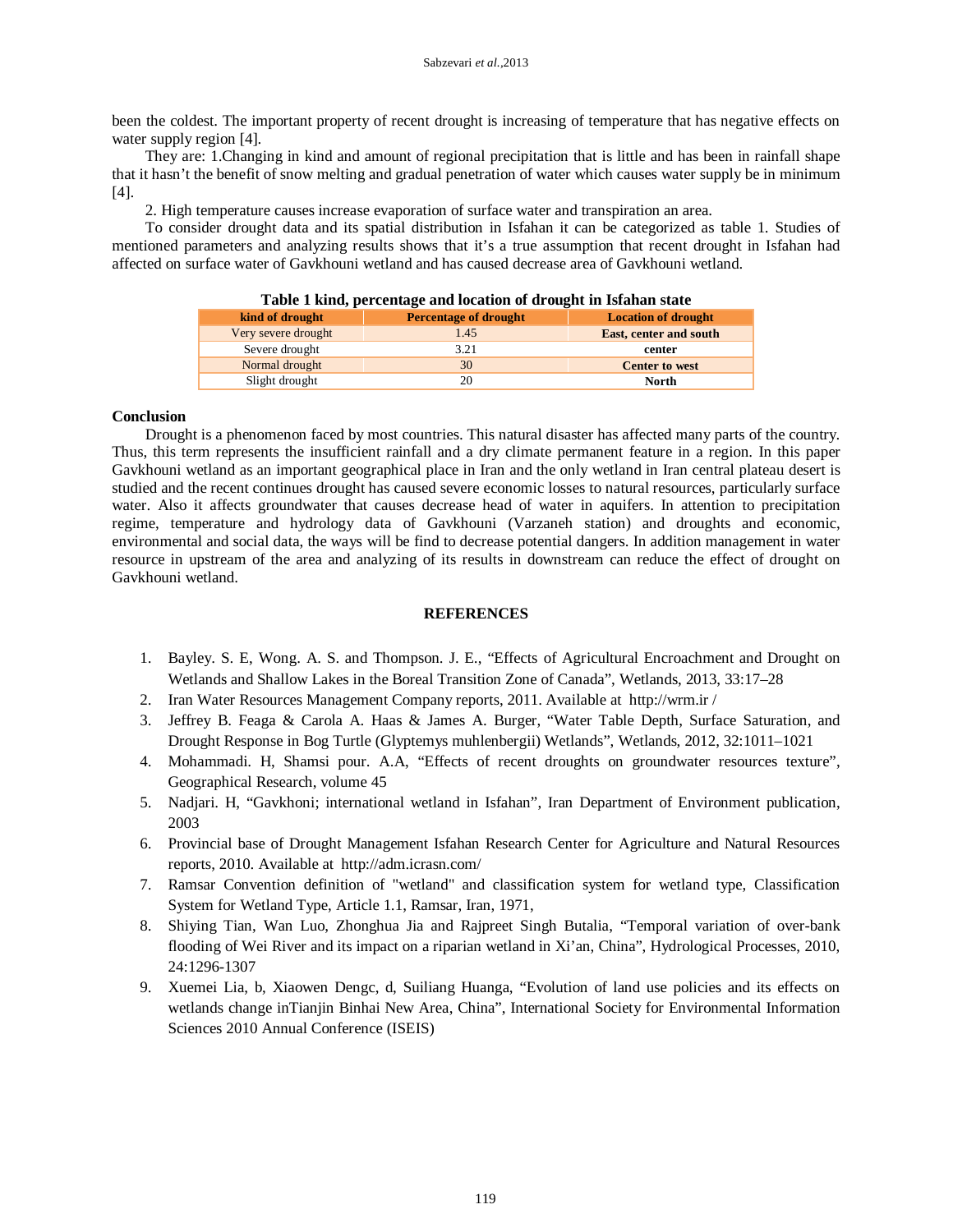been the coldest. The important property of recent drought is increasing of temperature that has negative effects on water supply region [4].

They are: 1.Changing in kind and amount of regional precipitation that is little and has been in rainfall shape that it hasn't the benefit of snow melting and gradual penetration of water which causes water supply be in minimum [4].

2. High temperature causes increase evaporation of surface water and transpiration an area.

To consider drought data and its spatial distribution in Isfahan it can be categorized as table 1. Studies of mentioned parameters and analyzing results shows that it's a true assumption that recent drought in Isfahan had affected on surface water of Gavkhouni wetland and has caused decrease area of Gavkhouni wetland.

**Table 1 kind, percentage and location of drought in Isfahan state**

| kind of drought | Percentage of drought | Location of drought |
|---|---|---|
| Very severe drought | 1.45 | **East, center and south** |
| Severe drought | 3.21 | **center** |
| Normal drought | 30 | **Center to west** |
| Slight drought | 20 | **North** |

## Conclusion

Drought is a phenomenon faced by most countries. This natural disaster has affected many parts of the country. Thus, this term represents the insufficient rainfall and a dry climate permanent feature in a region. In this paper Gavkhouni wetland as an important geographical place in Iran and the only wetland in Iran central plateau desert is studied and the recent continues drought has caused severe economic losses to natural resources, particularly surface water. Also it affects groundwater that causes decrease head of water in aquifers. In attention to precipitation regime, temperature and hydrology data of Gavkhouni (Varzaneh station) and droughts and economic, environmental and social data, the ways will be find to decrease potential dangers. In addition management in water resource in upstream of the area and analyzing of its results in downstream can reduce the effect of drought on Gavkhouni wetland.

## REFERENCES

1. Bayley. S. E, Wong. A. S. and Thompson. J. E., "Effects of Agricultural Encroachment and Drought on Wetlands and Shallow Lakes in the Boreal Transition Zone of Canada", Wetlands, 2013, 33:17–28
2. Iran Water Resources Management Company reports, 2011. Available at http://wrm.ir /
3. Jeffrey B. Feaga & Carola A. Haas & James A. Burger, "Water Table Depth, Surface Saturation, and Drought Response in Bog Turtle (Glyptemys muhlenbergii) Wetlands", Wetlands, 2012, 32:1011–1021
4. Mohammadi. H, Shamsi pour. A.A, "Effects of recent droughts on groundwater resources texture", Geographical Research, volume 45
5. Nadjari. H, "Gavkhoni; international wetland in Isfahan", Iran Department of Environment publication, 2003
6. Provincial base of Drought Management Isfahan Research Center for Agriculture and Natural Resources reports, 2010. Available at http://adm.icrasn.com/
7. Ramsar Convention definition of "wetland" and classification system for wetland type, Classification System for Wetland Type, Article 1.1, Ramsar, Iran, 1971,
8. Shiying Tian, Wan Luo, Zhonghua Jia and Rajpreet Singh Butalia, "Temporal variation of over-bank flooding of Wei River and its impact on a riparian wetland in Xi'an, China", Hydrological Processes, 2010, 24:1296-1307
9. Xuemei Lia, b, Xiaowen Dengc, d, Suiliang Huanga, "Evolution of land use policies and its effects on wetlands change inTianjin Binhai New Area, China", International Society for Environmental Information Sciences 2010 Annual Conference (ISEIS)